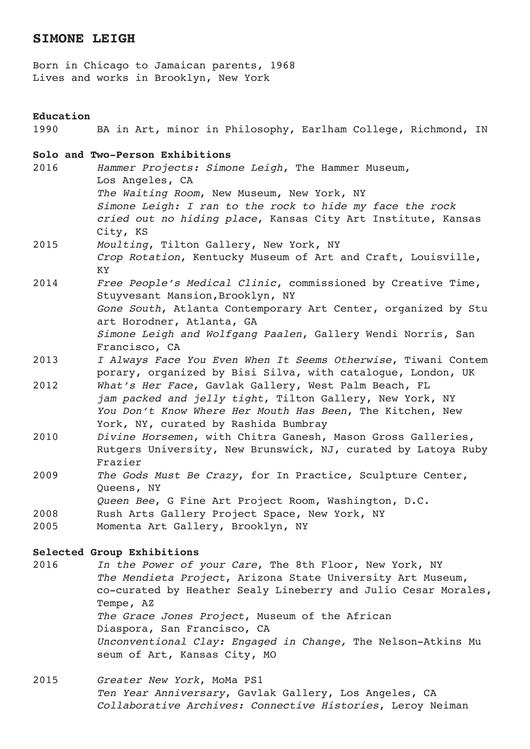# SIMONE LEIGH

Born in Chicago to Jamaican parents, 1968
Lives and works in Brooklyn, New York

**Education**

1990 BA in Art, minor in Philosophy, Earlham College, Richmond, IN

**Solo and Two-Person Exhibitions**

2016 *Hammer Projects: Simone Leigh*, The Hammer Museum, Los Angeles, CA
*The Waiting Room*, New Museum, New York, NY
*Simone Leigh: I ran to the rock to hide my face the rock cried out no hiding place*, Kansas City Art Institute, Kansas City, KS

2015 *Moulting*, Tilton Gallery, New York, NY
*Crop Rotation*, Kentucky Museum of Art and Craft, Louisville, KY

2014 *Free People's Medical Clinic*, commissioned by Creative Time, Stuyvesant Mansion,Brooklyn, NY
*Gone South*, Atlanta Contemporary Art Center, organized by Stuart Horodner, Atlanta, GA
*Simone Leigh and Wolfgang Paalen*, Gallery Wendi Norris, San Francisco, CA

2013 *I Always Face You Even When It Seems Otherwise*, Tiwani Contemporary, organized by Bisi Silva, with catalogue, London, UK

2012 *What's Her Face*, Gavlak Gallery, West Palm Beach, FL
*jam packed and jelly tight*, Tilton Gallery, New York, NY
*You Don't Know Where Her Mouth Has Been*, The Kitchen, New York, NY, curated by Rashida Bumbray

2010 *Divine Horsemen*, with Chitra Ganesh, Mason Gross Galleries, Rutgers University, New Brunswick, NJ, curated by Latoya Ruby Frazier

2009 *The Gods Must Be Crazy*, for In Practice, Sculpture Center, Queens, NY
*Queen Bee*, G Fine Art Project Room, Washington, D.C.

2008 Rush Arts Gallery Project Space, New York, NY

2005 Momenta Art Gallery, Brooklyn, NY

**Selected Group Exhibitions**

2016 *In the Power of your Care*, The 8th Floor, New York, NY
*The Mendieta Project*, Arizona State University Art Museum, co-curated by Heather Sealy Lineberry and Julio Cesar Morales, Tempe, AZ
*The Grace Jones Project*, Museum of the African Diaspora, San Francisco, CA
*Unconventional Clay: Engaged in Change,* The Nelson-Atkins Museum of Art, Kansas City, MO

2015 *Greater New York*, MoMa PS1
*Ten Year Anniversary*, Gavlak Gallery, Los Angeles, CA
*Collaborative Archives: Connective Histories*, Leroy Neiman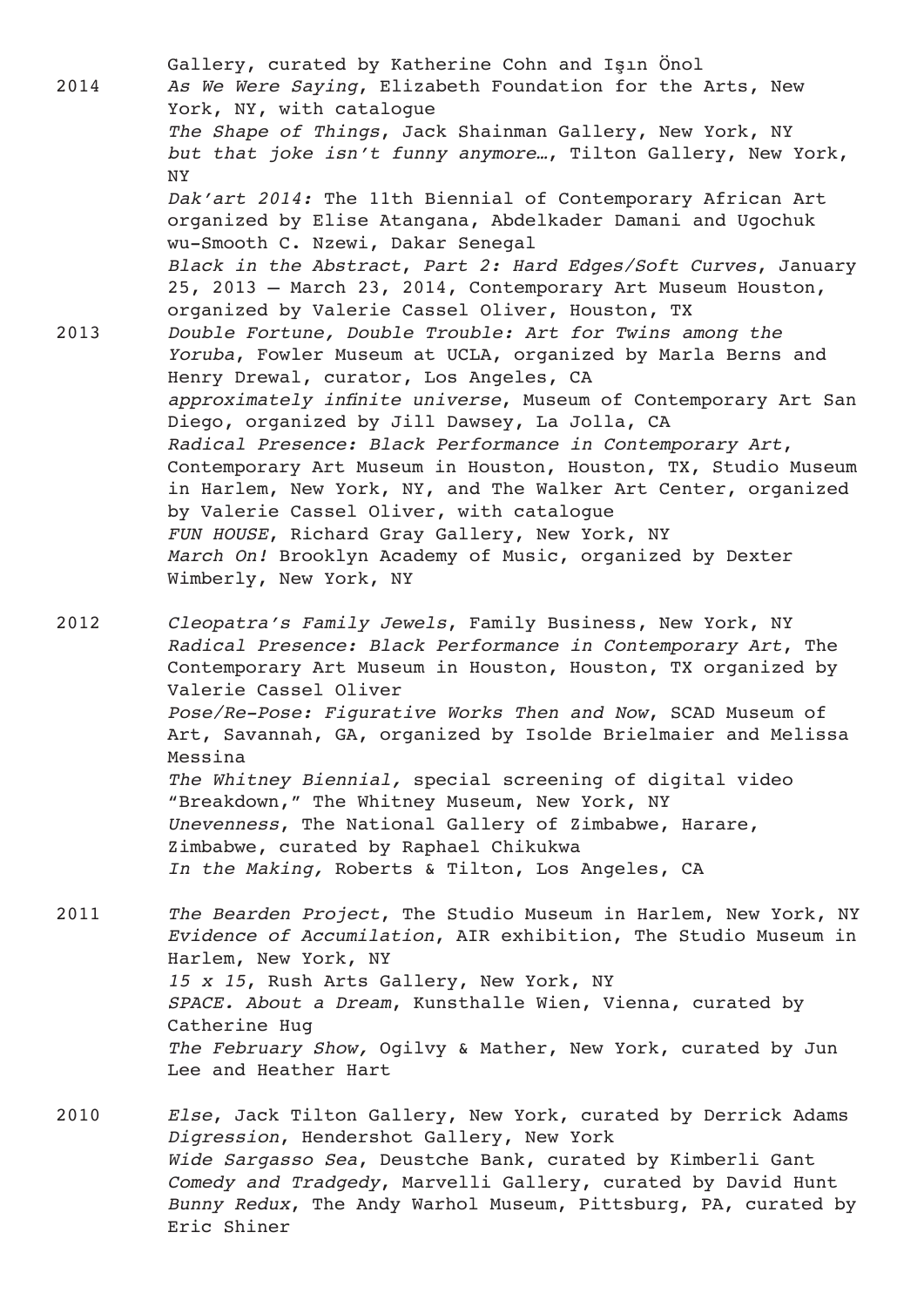Gallery, curated by Katherine Cohn and Işın Önol

2014 *As We Were Saying*, Elizabeth Foundation for the Arts, New York, NY, with catalogue
*The Shape of Things*, Jack Shainman Gallery, New York, NY
*but that joke isn't funny anymore…*, Tilton Gallery, New York, NY
*Dak'art 2014:* The 11th Biennial of Contemporary African Art organized by Elise Atangana, Abdelkader Damani and Ugochuk wu-Smooth C. Nzewi, Dakar Senegal
*Black in the Abstract, Part 2: Hard Edges/Soft Curves*, January 25, 2013 – March 23, 2014, Contemporary Art Museum Houston, organized by Valerie Cassel Oliver, Houston, TX

2013 *Double Fortune, Double Trouble: Art for Twins among the Yoruba*, Fowler Museum at UCLA, organized by Marla Berns and Henry Drewal, curator, Los Angeles, CA
*approximately infinite universe*, Museum of Contemporary Art San Diego, organized by Jill Dawsey, La Jolla, CA
*Radical Presence: Black Performance in Contemporary Art*, Contemporary Art Museum in Houston, Houston, TX, Studio Museum in Harlem, New York, NY, and The Walker Art Center, organized by Valerie Cassel Oliver, with catalogue
*FUN HOUSE*, Richard Gray Gallery, New York, NY
*March On!* Brooklyn Academy of Music, organized by Dexter Wimberly, New York, NY

2012 *Cleopatra's Family Jewels*, Family Business, New York, NY
*Radical Presence: Black Performance in Contemporary Art*, The Contemporary Art Museum in Houston, Houston, TX organized by Valerie Cassel Oliver
*Pose/Re-Pose: Figurative Works Then and Now*, SCAD Museum of Art, Savannah, GA, organized by Isolde Brielmaier and Melissa Messina
*The Whitney Biennial,* special screening of digital video "Breakdown," The Whitney Museum, New York, NY
*Unevenness*, The National Gallery of Zimbabwe, Harare, Zimbabwe, curated by Raphael Chikukwa
*In the Making,* Roberts & Tilton, Los Angeles, CA

2011 *The Bearden Project*, The Studio Museum in Harlem, New York, NY
*Evidence of Accumilation*, AIR exhibition, The Studio Museum in Harlem, New York, NY
*15 x 15*, Rush Arts Gallery, New York, NY
*SPACE. About a Dream*, Kunsthalle Wien, Vienna, curated by Catherine Hug
*The February Show,* Ogilvy & Mather, New York, curated by Jun Lee and Heather Hart

2010 *Else*, Jack Tilton Gallery, New York, curated by Derrick Adams
*Digression*, Hendershot Gallery, New York
*Wide Sargasso Sea*, Deustche Bank, curated by Kimberli Gant
*Comedy and Tradgedy*, Marvelli Gallery, curated by David Hunt
*Bunny Redux*, The Andy Warhol Museum, Pittsburg, PA, curated by Eric Shiner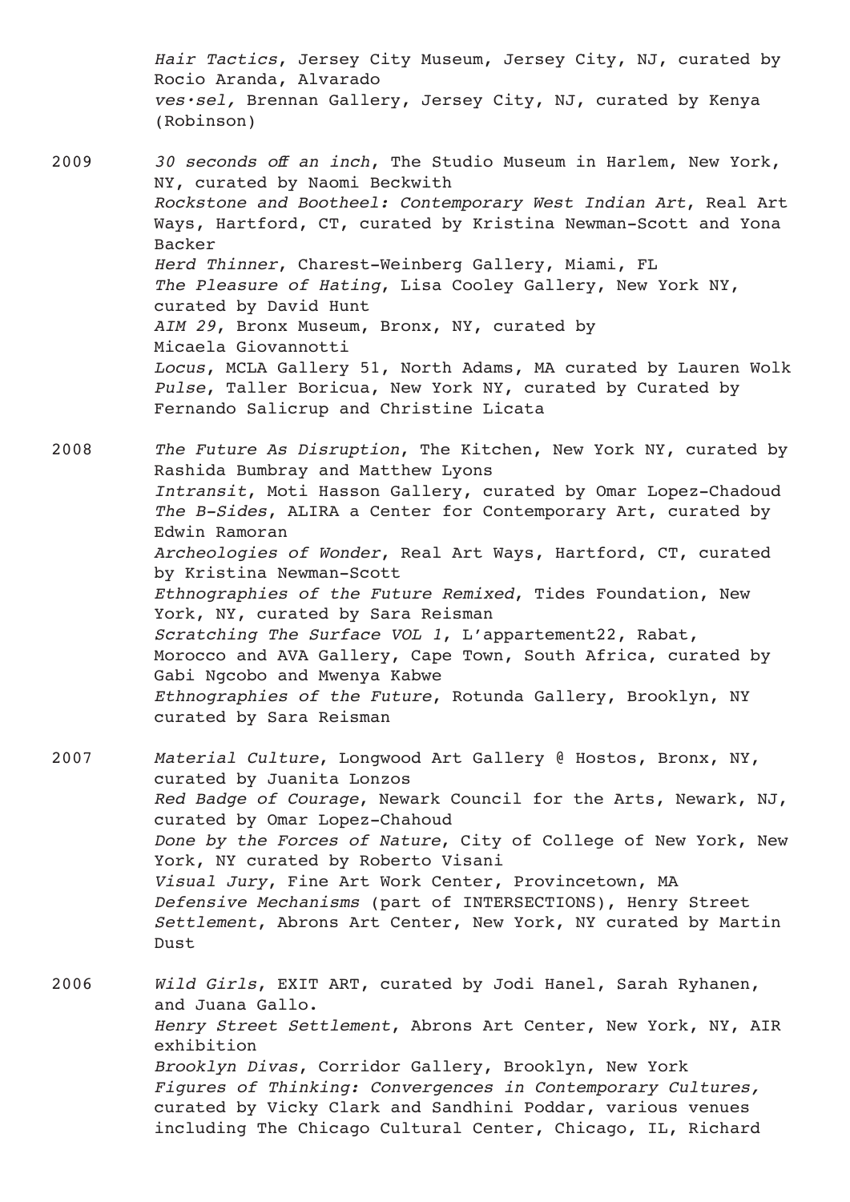*Hair Tactics*, Jersey City Museum, Jersey City, NJ, curated by Rocio Aranda, Alvarado
*ves·sel,* Brennan Gallery, Jersey City, NJ, curated by Kenya (Robinson)

2009 *30 seconds off an inch*, The Studio Museum in Harlem, New York, NY, curated by Naomi Beckwith
*Rockstone and Bootheel: Contemporary West Indian Art*, Real Art Ways, Hartford, CT, curated by Kristina Newman-Scott and Yona Backer
*Herd Thinner*, Charest-Weinberg Gallery, Miami, FL
*The Pleasure of Hating*, Lisa Cooley Gallery, New York NY, curated by David Hunt
*AIM 29*, Bronx Museum, Bronx, NY, curated by Micaela Giovannotti
*Locus*, MCLA Gallery 51, North Adams, MA curated by Lauren Wolk
*Pulse*, Taller Boricua, New York NY, curated by Curated by Fernando Salicrup and Christine Licata

2008 *The Future As Disruption*, The Kitchen, New York NY, curated by Rashida Bumbray and Matthew Lyons
*Intransit*, Moti Hasson Gallery, curated by Omar Lopez-Chadoud
*The B-Sides*, ALIRA a Center for Contemporary Art, curated by Edwin Ramoran
*Archeologies of Wonder*, Real Art Ways, Hartford, CT, curated by Kristina Newman-Scott
*Ethnographies of the Future Remixed*, Tides Foundation, New York, NY, curated by Sara Reisman
*Scratching The Surface VOL 1*, L'appartement22, Rabat, Morocco and AVA Gallery, Cape Town, South Africa, curated by Gabi Ngcobo and Mwenya Kabwe
*Ethnographies of the Future*, Rotunda Gallery, Brooklyn, NY curated by Sara Reisman

2007 *Material Culture*, Longwood Art Gallery @ Hostos, Bronx, NY, curated by Juanita Lonzos
*Red Badge of Courage*, Newark Council for the Arts, Newark, NJ, curated by Omar Lopez-Chahoud
*Done by the Forces of Nature*, City of College of New York, New York, NY curated by Roberto Visani
*Visual Jury*, Fine Art Work Center, Provincetown, MA
*Defensive Mechanisms* (part of INTERSECTIONS), Henry Street *Settlement*, Abrons Art Center, New York, NY curated by Martin Dust

2006 *Wild Girls*, EXIT ART, curated by Jodi Hanel, Sarah Ryhanen, and Juana Gallo.
*Henry Street Settlement*, Abrons Art Center, New York, NY, AIR exhibition
*Brooklyn Divas*, Corridor Gallery, Brooklyn, New York
*Figures of Thinking: Convergences in Contemporary Cultures,* curated by Vicky Clark and Sandhini Poddar, various venues including The Chicago Cultural Center, Chicago, IL, Richard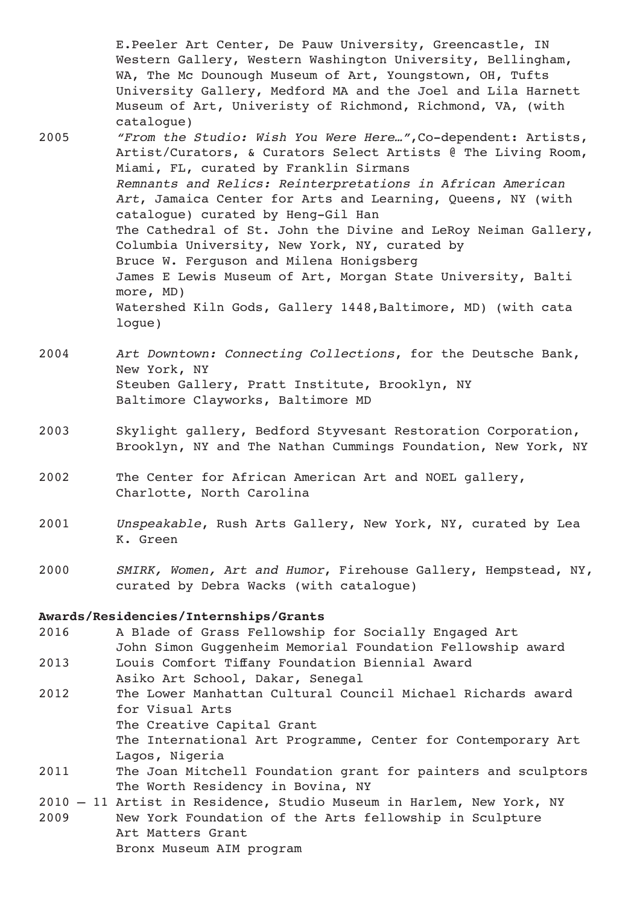E.Peeler Art Center, De Pauw University, Greencastle, IN Western Gallery, Western Washington University, Bellingham, WA, The Mc Dounough Museum of Art, Youngstown, OH, Tufts University Gallery, Medford MA and the Joel and Lila Harnett Museum of Art, Univeristy of Richmond, Richmond, VA, (with catalogue)

2005 *"From the Studio: Wish You Were Here…"*,Co-dependent: Artists, Artist/Curators, & Curators Select Artists @ The Living Room, Miami, FL, curated by Franklin Sirmans
*Remnants and Relics: Reinterpretations in African American Art*, Jamaica Center for Arts and Learning, Queens, NY (with catalogue) curated by Heng-Gil Han
The Cathedral of St. John the Divine and LeRoy Neiman Gallery, Columbia University, New York, NY, curated by Bruce W. Ferguson and Milena Honigsberg
James E Lewis Museum of Art, Morgan State University, Balti more, MD)
Watershed Kiln Gods, Gallery 1448,Baltimore, MD) (with cata logue)

2004 *Art Downtown: Connecting Collections*, for the Deutsche Bank, New York, NY
Steuben Gallery, Pratt Institute, Brooklyn, NY
Baltimore Clayworks, Baltimore MD

2003 Skylight gallery, Bedford Styvesant Restoration Corporation, Brooklyn, NY and The Nathan Cummings Foundation, New York, NY

2002 The Center for African American Art and NOEL gallery, Charlotte, North Carolina

2001 *Unspeakable*, Rush Arts Gallery, New York, NY, curated by Lea K. Green

2000 *SMIRK, Women, Art and Humor*, Firehouse Gallery, Hempstead, NY, curated by Debra Wacks (with catalogue)

**Awards/Residencies/Internships/Grants**

2016 A Blade of Grass Fellowship for Socially Engaged Art
John Simon Guggenheim Memorial Foundation Fellowship award

2013 Louis Comfort Tiffany Foundation Biennial Award
Asiko Art School, Dakar, Senegal

2012 The Lower Manhattan Cultural Council Michael Richards award for Visual Arts
The Creative Capital Grant
The International Art Programme, Center for Contemporary Art Lagos, Nigeria

2011 The Joan Mitchell Foundation grant for painters and sculptors
The Worth Residency in Bovina, NY

2010 – 11 Artist in Residence, Studio Museum in Harlem, New York, NY

2009 New York Foundation of the Arts fellowship in Sculpture
Art Matters Grant
Bronx Museum AIM program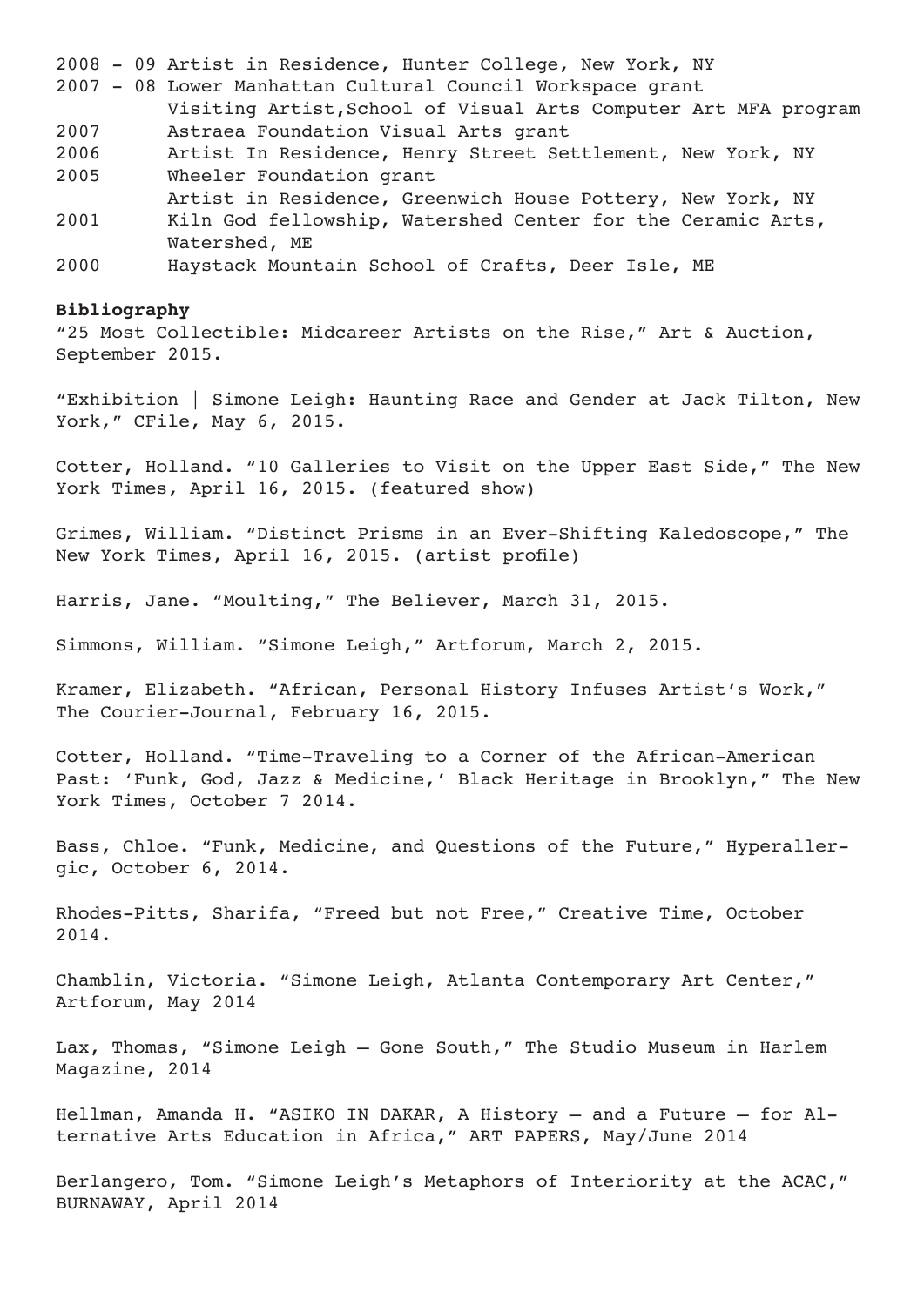2008 - 09 Artist in Residence, Hunter College, New York, NY
2007 - 08 Lower Manhattan Cultural Council Workspace grant
Visiting Artist,School of Visual Arts Computer Art MFA program
2007 Astraea Foundation Visual Arts grant
2006 Artist In Residence, Henry Street Settlement, New York, NY
2005 Wheeler Foundation grant
Artist in Residence, Greenwich House Pottery, New York, NY
2001 Kiln God fellowship, Watershed Center for the Ceramic Arts, Watershed, ME
2000 Haystack Mountain School of Crafts, Deer Isle, ME

**Bibliography**

"25 Most Collectible: Midcareer Artists on the Rise," Art & Auction, September 2015.

"Exhibition | Simone Leigh: Haunting Race and Gender at Jack Tilton, New York," CFile, May 6, 2015.

Cotter, Holland. "10 Galleries to Visit on the Upper East Side," The New York Times, April 16, 2015. (featured show)

Grimes, William. "Distinct Prisms in an Ever-Shifting Kaledoscope," The New York Times, April 16, 2015. (artist profile)

Harris, Jane. "Moulting," The Believer, March 31, 2015.

Simmons, William. "Simone Leigh," Artforum, March 2, 2015.

Kramer, Elizabeth. "African, Personal History Infuses Artist's Work," The Courier-Journal, February 16, 2015.

Cotter, Holland. "Time-Traveling to a Corner of the African-American Past: 'Funk, God, Jazz & Medicine,' Black Heritage in Brooklyn," The New York Times, October 7 2014.

Bass, Chloe. "Funk, Medicine, and Questions of the Future," Hyperallergic, October 6, 2014.

Rhodes-Pitts, Sharifa, "Freed but not Free," Creative Time, October 2014.

Chamblin, Victoria. "Simone Leigh, Atlanta Contemporary Art Center," Artforum, May 2014

Lax, Thomas, "Simone Leigh – Gone South," The Studio Museum in Harlem Magazine, 2014

Hellman, Amanda H. "ASIKO IN DAKAR, A History – and a Future – for Alternative Arts Education in Africa," ART PAPERS, May/June 2014

Berlangero, Tom. "Simone Leigh's Metaphors of Interiority at the ACAC," BURNAWAY, April 2014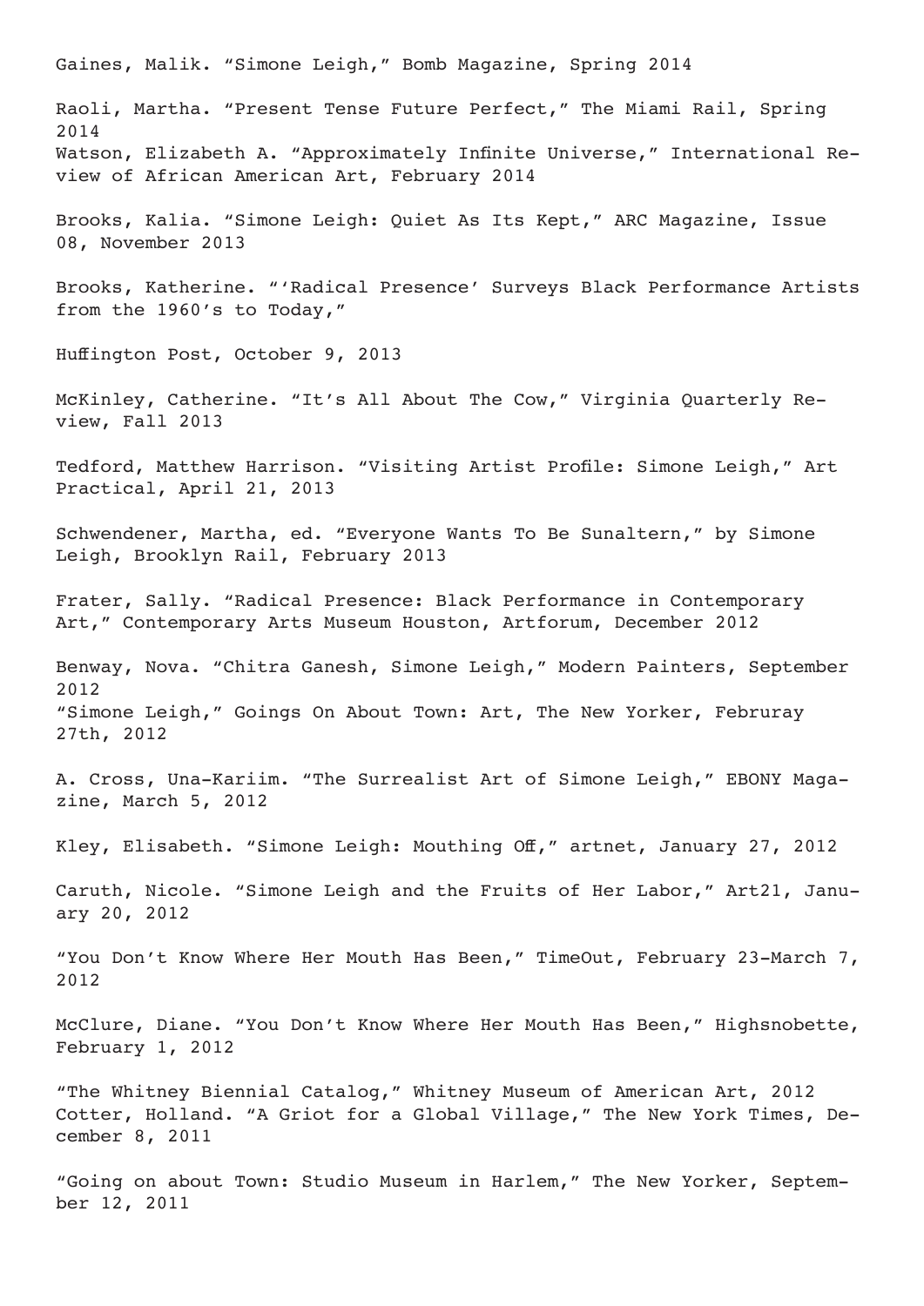Gaines, Malik. “Simone Leigh,” Bomb Magazine, Spring 2014

Raoli, Martha. “Present Tense Future Perfect,” The Miami Rail, Spring 2014
Watson, Elizabeth A. “Approximately Infinite Universe,” International Review of African American Art, February 2014

Brooks, Kalia. “Simone Leigh: Quiet As Its Kept,” ARC Magazine, Issue 08, November 2013

Brooks, Katherine. “‘Radical Presence’ Surveys Black Performance Artists from the 1960’s to Today,”

Huffington Post, October 9, 2013

McKinley, Catherine. “It’s All About The Cow,” Virginia Quarterly Review, Fall 2013

Tedford, Matthew Harrison. “Visiting Artist Profile: Simone Leigh,” Art Practical, April 21, 2013

Schwendener, Martha, ed. “Everyone Wants To Be Sunaltern,” by Simone Leigh, Brooklyn Rail, February 2013

Frater, Sally. “Radical Presence: Black Performance in Contemporary Art,” Contemporary Arts Museum Houston, Artforum, December 2012

Benway, Nova. “Chitra Ganesh, Simone Leigh,” Modern Painters, September 2012
“Simone Leigh,” Goings On About Town: Art, The New Yorker, Februray 27th, 2012

A. Cross, Una-Kariim. “The Surrealist Art of Simone Leigh,” EBONY Magazine, March 5, 2012

Kley, Elisabeth. “Simone Leigh: Mouthing Off,” artnet, January 27, 2012

Caruth, Nicole. “Simone Leigh and the Fruits of Her Labor,” Art21, January 20, 2012

“You Don’t Know Where Her Mouth Has Been,” TimeOut, February 23-March 7, 2012

McClure, Diane. “You Don’t Know Where Her Mouth Has Been,” Highsnobette, February 1, 2012

“The Whitney Biennial Catalog,” Whitney Museum of American Art, 2012
Cotter, Holland. “A Griot for a Global Village,” The New York Times, December 8, 2011

“Going on about Town: Studio Museum in Harlem,” The New Yorker, September 12, 2011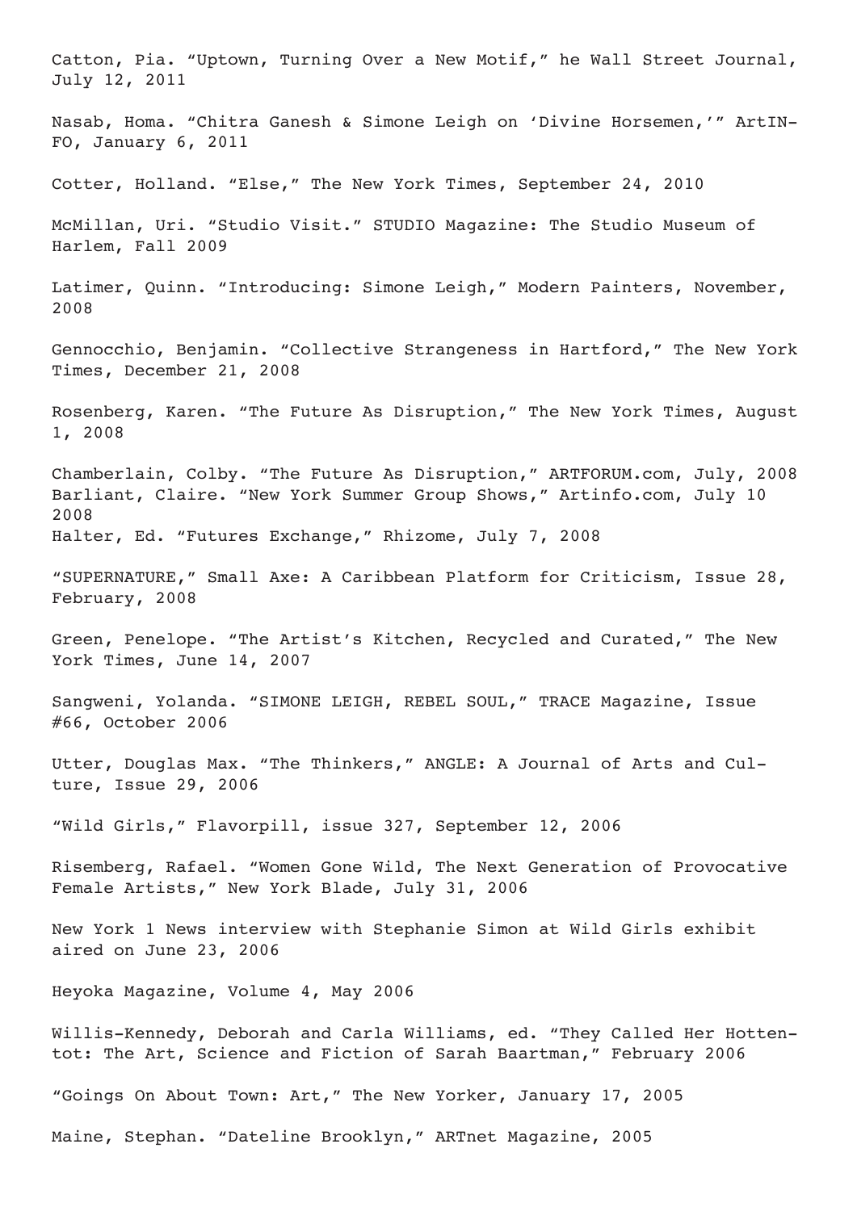Catton, Pia. "Uptown, Turning Over a New Motif," he Wall Street Journal, July 12, 2011

Nasab, Homa. "Chitra Ganesh & Simone Leigh on 'Divine Horsemen,'" ArtINFO, January 6, 2011

Cotter, Holland. "Else," The New York Times, September 24, 2010

McMillan, Uri. "Studio Visit." STUDIO Magazine: The Studio Museum of Harlem, Fall 2009

Latimer, Quinn. "Introducing: Simone Leigh," Modern Painters, November, 2008

Gennocchio, Benjamin. "Collective Strangeness in Hartford," The New York Times, December 21, 2008

Rosenberg, Karen. "The Future As Disruption," The New York Times, August 1, 2008

Chamberlain, Colby. "The Future As Disruption," ARTFORUM.com, July, 2008
Barliant, Claire. "New York Summer Group Shows," Artinfo.com, July 10 2008
Halter, Ed. "Futures Exchange," Rhizome, July 7, 2008

"SUPERNATURE," Small Axe: A Caribbean Platform for Criticism, Issue 28, February, 2008

Green, Penelope. "The Artist's Kitchen, Recycled and Curated," The New York Times, June 14, 2007

Sangweni, Yolanda. "SIMONE LEIGH, REBEL SOUL," TRACE Magazine, Issue #66, October 2006

Utter, Douglas Max. "The Thinkers," ANGLE: A Journal of Arts and Culture, Issue 29, 2006

"Wild Girls," Flavorpill, issue 327, September 12, 2006

Risemberg, Rafael. "Women Gone Wild, The Next Generation of Provocative Female Artists," New York Blade, July 31, 2006

New York 1 News interview with Stephanie Simon at Wild Girls exhibit aired on June 23, 2006

Heyoka Magazine, Volume 4, May 2006

Willis-Kennedy, Deborah and Carla Williams, ed. "They Called Her Hottentot: The Art, Science and Fiction of Sarah Baartman," February 2006

"Goings On About Town: Art," The New Yorker, January 17, 2005

Maine, Stephan. "Dateline Brooklyn," ARTnet Magazine, 2005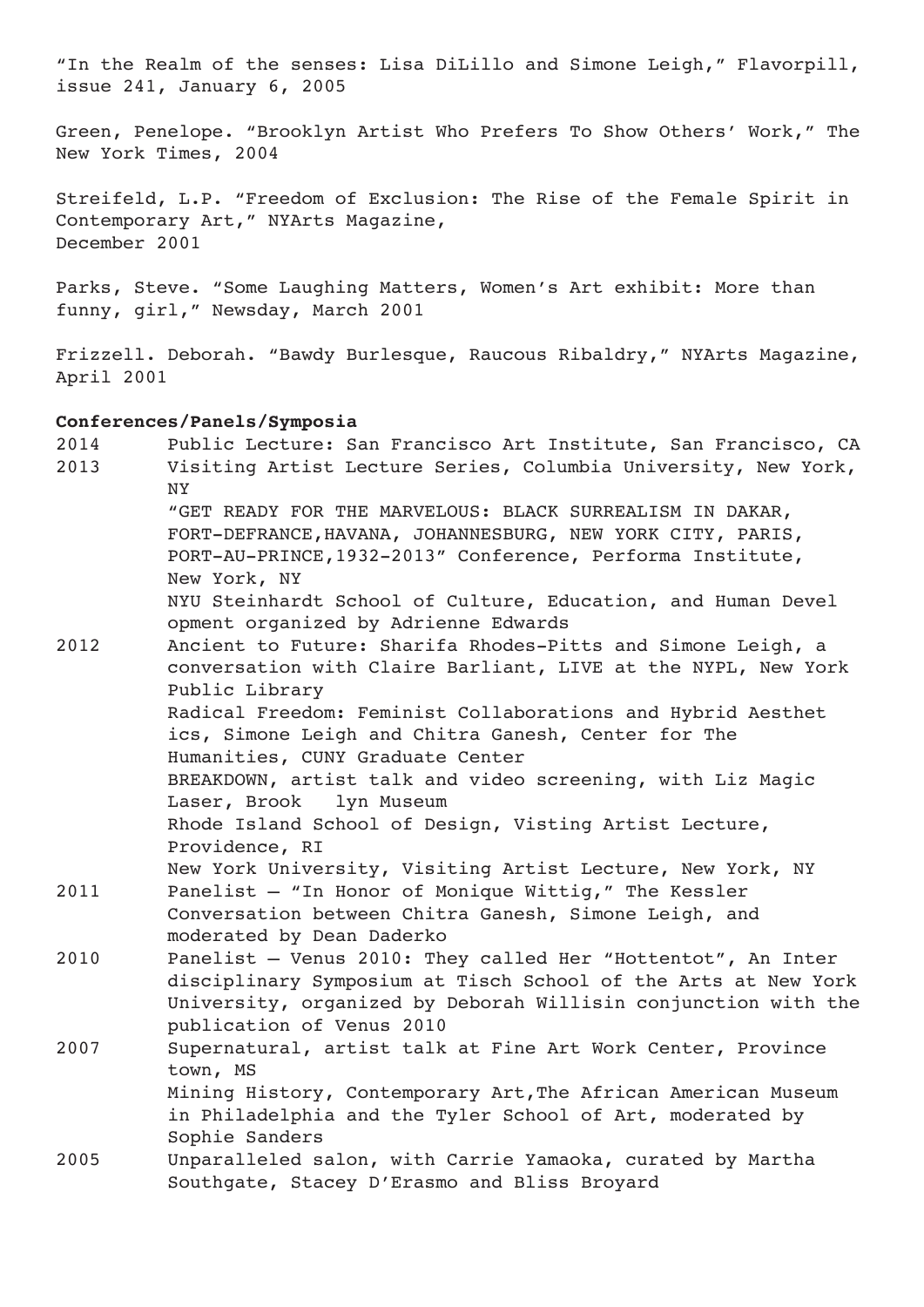"In the Realm of the senses: Lisa DiLillo and Simone Leigh," Flavorpill, issue 241, January 6, 2005

Green, Penelope. "Brooklyn Artist Who Prefers To Show Others' Work," The New York Times, 2004

Streifeld, L.P. "Freedom of Exclusion: The Rise of the Female Spirit in Contemporary Art," NYArts Magazine, December 2001

Parks, Steve. "Some Laughing Matters, Women's Art exhibit: More than funny, girl," Newsday, March 2001

Frizzell. Deborah. "Bawdy Burlesque, Raucous Ribaldry," NYArts Magazine, April 2001

**Conferences/Panels/Symposia**

2014 Public Lecture: San Francisco Art Institute, San Francisco, CA

2013 Visiting Artist Lecture Series, Columbia University, New York, NY

"GET READY FOR THE MARVELOUS: BLACK SURREALISM IN DAKAR, FORT-DEFRANCE,HAVANA, JOHANNESBURG, NEW YORK CITY, PARIS, PORT-AU-PRINCE,1932-2013" Conference, Performa Institute, New York, NY

NYU Steinhardt School of Culture, Education, and Human Devel opment organized by Adrienne Edwards

2012 Ancient to Future: Sharifa Rhodes-Pitts and Simone Leigh, a conversation with Claire Barliant, LIVE at the NYPL, New York Public Library

Radical Freedom: Feminist Collaborations and Hybrid Aesthet ics, Simone Leigh and Chitra Ganesh, Center for The Humanities, CUNY Graduate Center

BREAKDOWN, artist talk and video screening, with Liz Magic Laser, Brook lyn Museum

Rhode Island School of Design, Visting Artist Lecture, Providence, RI

New York University, Visiting Artist Lecture, New York, NY

2011 Panelist – "In Honor of Monique Wittig," The Kessler Conversation between Chitra Ganesh, Simone Leigh, and moderated by Dean Daderko

2010 Panelist – Venus 2010: They called Her "Hottentot", An Inter disciplinary Symposium at Tisch School of the Arts at New York University, organized by Deborah Willisin conjunction with the publication of Venus 2010

2007 Supernatural, artist talk at Fine Art Work Center, Province town, MS

Mining History, Contemporary Art,The African American Museum in Philadelphia and the Tyler School of Art, moderated by Sophie Sanders

2005 Unparalleled salon, with Carrie Yamaoka, curated by Martha Southgate, Stacey D'Erasmo and Bliss Broyard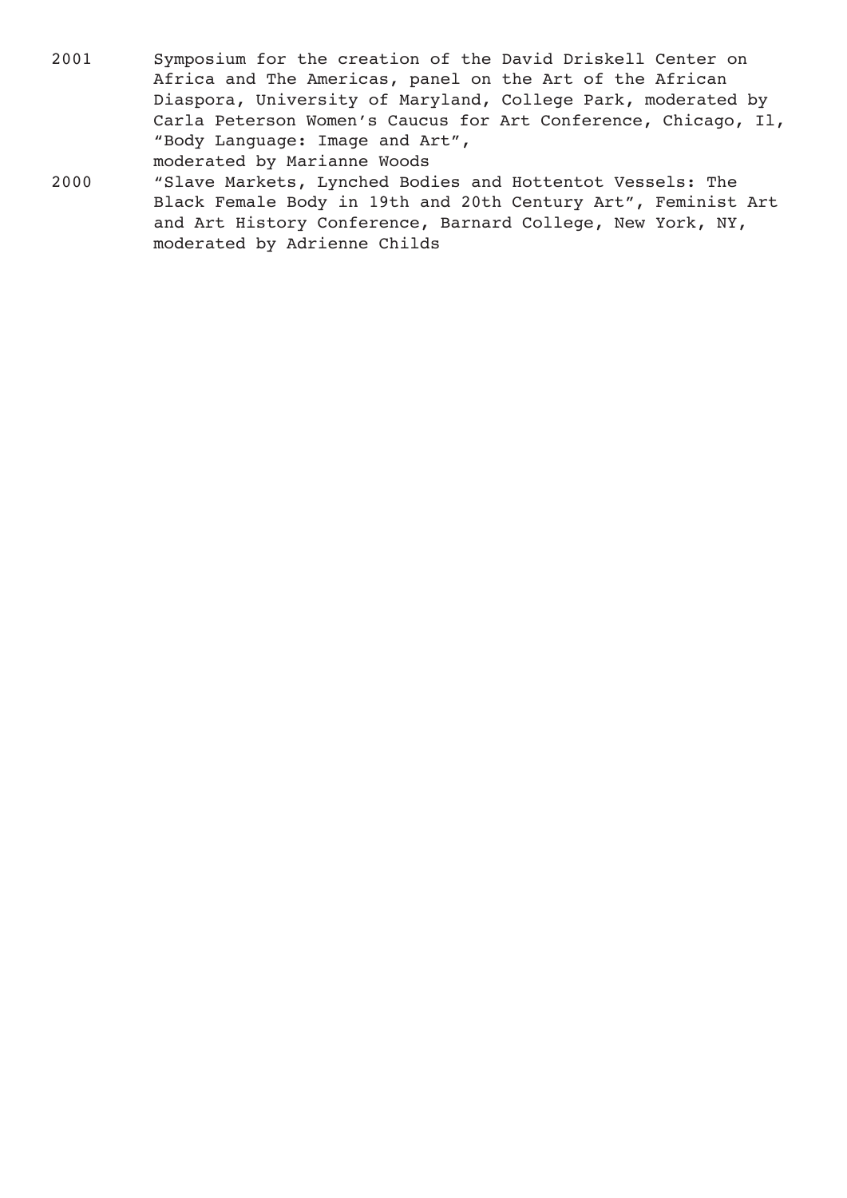2001 Symposium for the creation of the David Driskell Center on Africa and The Americas, panel on the Art of the African Diaspora, University of Maryland, College Park, moderated by Carla Peterson Women's Caucus for Art Conference, Chicago, Il, "Body Language: Image and Art", moderated by Marianne Woods

2000 "Slave Markets, Lynched Bodies and Hottentot Vessels: The Black Female Body in 19th and 20th Century Art", Feminist Art and Art History Conference, Barnard College, New York, NY, moderated by Adrienne Childs